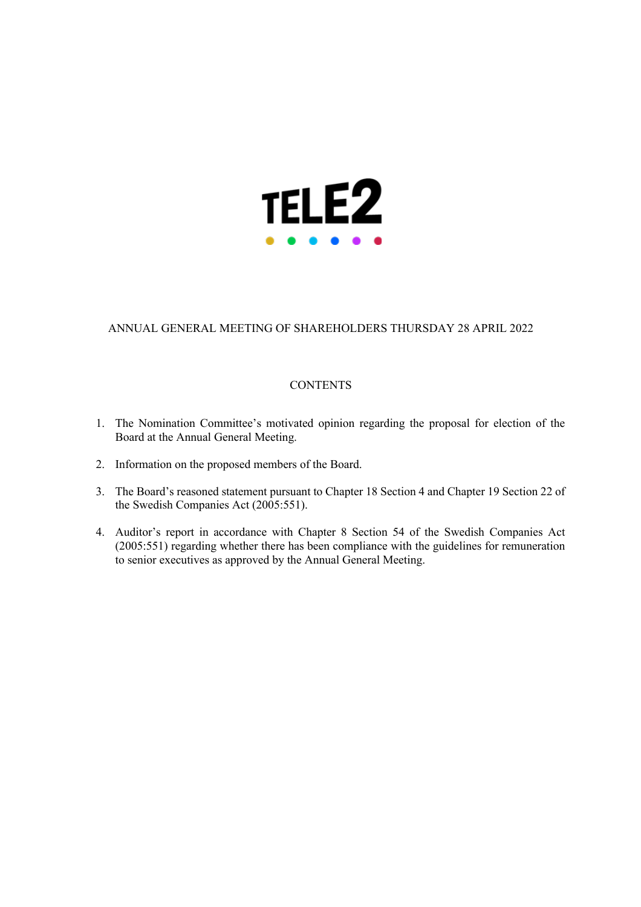TELE2

ANNUAL GENERAL MEETING OF SHAREHOLDERS THURSDAY 28 APRIL 2022

CONTENTS

1. The Nomination Committee's motivated opinion regarding the proposal for election of the Board at the Annual General Meeting.
2. Information on the proposed members of the Board.
3. The Board's reasoned statement pursuant to Chapter 18 Section 4 and Chapter 19 Section 22 of the Swedish Companies Act (2005:551).
4. Auditor's report in accordance with Chapter 8 Section 54 of the Swedish Companies Act (2005:551) regarding whether there has been compliance with the guidelines for remuneration to senior executives as approved by the Annual General Meeting.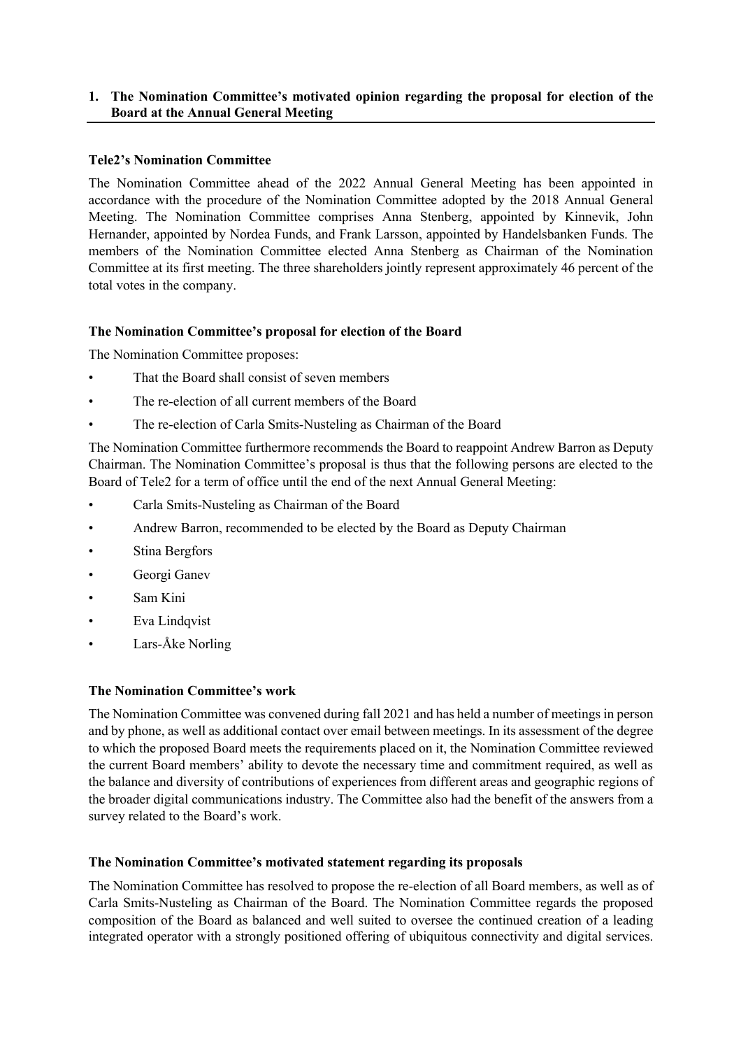## 1. The Nomination Committee's motivated opinion regarding the proposal for election of the Board at the Annual General Meeting

### Tele2's Nomination Committee

The Nomination Committee ahead of the 2022 Annual General Meeting has been appointed in accordance with the procedure of the Nomination Committee adopted by the 2018 Annual General Meeting. The Nomination Committee comprises Anna Stenberg, appointed by Kinnevik, John Hernander, appointed by Nordea Funds, and Frank Larsson, appointed by Handelsbanken Funds. The members of the Nomination Committee elected Anna Stenberg as Chairman of the Nomination Committee at its first meeting. The three shareholders jointly represent approximately 46 percent of the total votes in the company.

### The Nomination Committee's proposal for election of the Board

The Nomination Committee proposes:

- That the Board shall consist of seven members
- The re-election of all current members of the Board
- The re-election of Carla Smits-Nusteling as Chairman of the Board

The Nomination Committee furthermore recommends the Board to reappoint Andrew Barron as Deputy Chairman. The Nomination Committee's proposal is thus that the following persons are elected to the Board of Tele2 for a term of office until the end of the next Annual General Meeting:

- Carla Smits-Nusteling as Chairman of the Board
- Andrew Barron, recommended to be elected by the Board as Deputy Chairman
- Stina Bergfors
- Georgi Ganev
- Sam Kini
- Eva Lindqvist
- Lars-Åke Norling

### The Nomination Committee's work

The Nomination Committee was convened during fall 2021 and has held a number of meetings in person and by phone, as well as additional contact over email between meetings. In its assessment of the degree to which the proposed Board meets the requirements placed on it, the Nomination Committee reviewed the current Board members' ability to devote the necessary time and commitment required, as well as the balance and diversity of contributions of experiences from different areas and geographic regions of the broader digital communications industry. The Committee also had the benefit of the answers from a survey related to the Board's work.

### The Nomination Committee's motivated statement regarding its proposals

The Nomination Committee has resolved to propose the re-election of all Board members, as well as of Carla Smits-Nusteling as Chairman of the Board. The Nomination Committee regards the proposed composition of the Board as balanced and well suited to oversee the continued creation of a leading integrated operator with a strongly positioned offering of ubiquitous connectivity and digital services.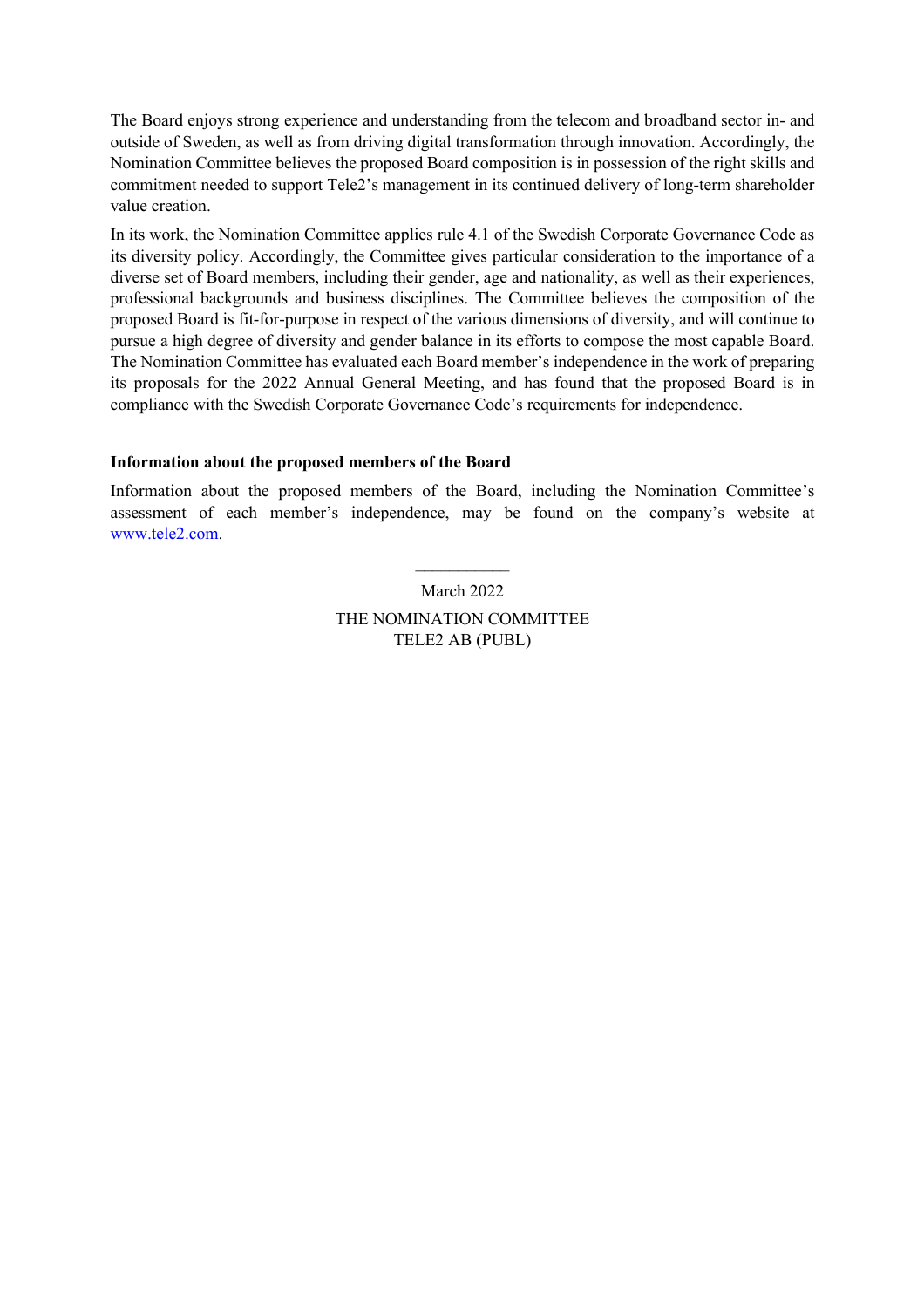The Board enjoys strong experience and understanding from the telecom and broadband sector in- and outside of Sweden, as well as from driving digital transformation through innovation. Accordingly, the Nomination Committee believes the proposed Board composition is in possession of the right skills and commitment needed to support Tele2's management in its continued delivery of long-term shareholder value creation.

In its work, the Nomination Committee applies rule 4.1 of the Swedish Corporate Governance Code as its diversity policy. Accordingly, the Committee gives particular consideration to the importance of a diverse set of Board members, including their gender, age and nationality, as well as their experiences, professional backgrounds and business disciplines. The Committee believes the composition of the proposed Board is fit-for-purpose in respect of the various dimensions of diversity, and will continue to pursue a high degree of diversity and gender balance in its efforts to compose the most capable Board. The Nomination Committee has evaluated each Board member's independence in the work of preparing its proposals for the 2022 Annual General Meeting, and has found that the proposed Board is in compliance with the Swedish Corporate Governance Code's requirements for independence.

**Information about the proposed members of the Board**

Information about the proposed members of the Board, including the Nomination Committee's assessment of each member's independence, may be found on the company's website at www.tele2.com.

———————

March 2022

THE NOMINATION COMMITTEE
TELE2 AB (PUBL)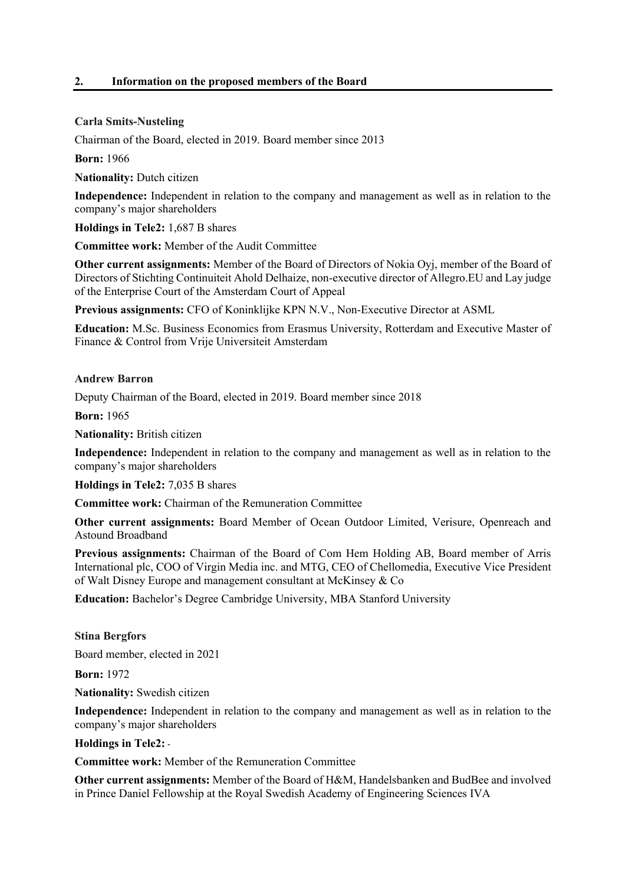## 2. Information on the proposed members of the Board

**Carla Smits-Nusteling**

Chairman of the Board, elected in 2019. Board member since 2013

**Born:** 1966

**Nationality:** Dutch citizen

**Independence:** Independent in relation to the company and management as well as in relation to the company's major shareholders

**Holdings in Tele2:** 1,687 B shares

**Committee work:** Member of the Audit Committee

**Other current assignments:** Member of the Board of Directors of Nokia Oyj, member of the Board of Directors of Stichting Continuiteit Ahold Delhaize, non-executive director of Allegro.EU and Lay judge of the Enterprise Court of the Amsterdam Court of Appeal

**Previous assignments:** CFO of Koninklijke KPN N.V., Non-Executive Director at ASML

**Education:** M.Sc. Business Economics from Erasmus University, Rotterdam and Executive Master of Finance & Control from Vrije Universiteit Amsterdam

**Andrew Barron**

Deputy Chairman of the Board, elected in 2019. Board member since 2018

**Born:** 1965

**Nationality:** British citizen

**Independence:** Independent in relation to the company and management as well as in relation to the company's major shareholders

**Holdings in Tele2:** 7,035 B shares

**Committee work:** Chairman of the Remuneration Committee

**Other current assignments:** Board Member of Ocean Outdoor Limited, Verisure, Openreach and Astound Broadband

**Previous assignments:** Chairman of the Board of Com Hem Holding AB, Board member of Arris International plc, COO of Virgin Media inc. and MTG, CEO of Chellomedia, Executive Vice President of Walt Disney Europe and management consultant at McKinsey & Co

**Education:** Bachelor's Degree Cambridge University, MBA Stanford University

**Stina Bergfors**

Board member, elected in 2021

**Born:** 1972

**Nationality:** Swedish citizen

**Independence:** Independent in relation to the company and management as well as in relation to the company's major shareholders

**Holdings in Tele2:** -

**Committee work:** Member of the Remuneration Committee

**Other current assignments:** Member of the Board of H&M, Handelsbanken and BudBee and involved in Prince Daniel Fellowship at the Royal Swedish Academy of Engineering Sciences IVA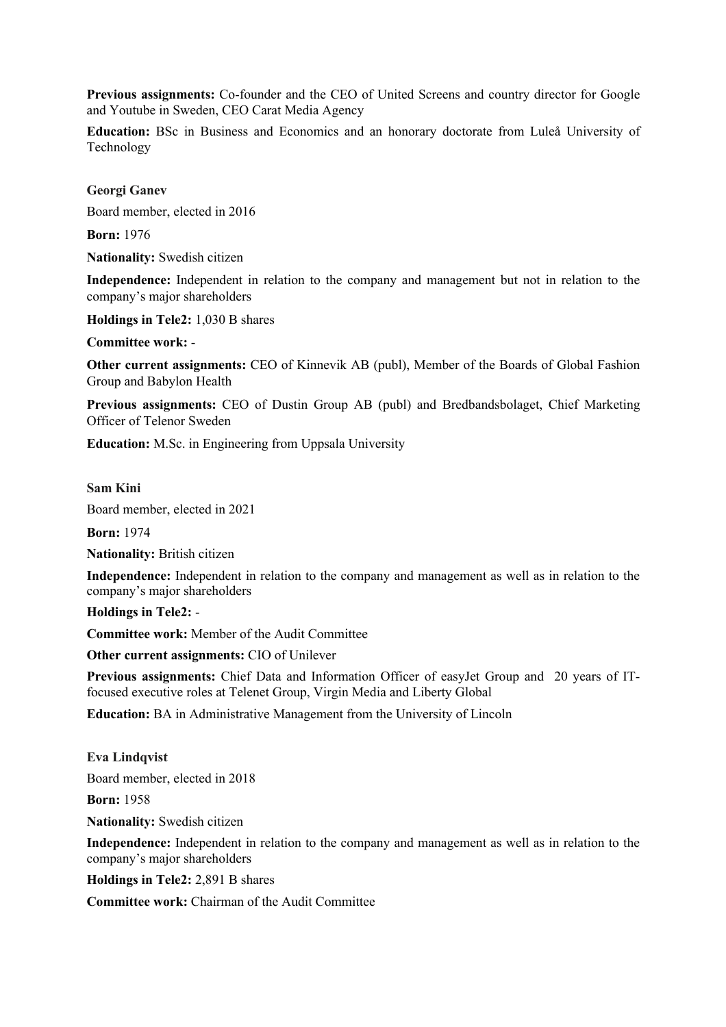**Previous assignments:** Co-founder and the CEO of United Screens and country director for Google and Youtube in Sweden, CEO Carat Media Agency

**Education:** BSc in Business and Economics and an honorary doctorate from Luleå University of Technology

**Georgi Ganev**

Board member, elected in 2016

**Born:** 1976

**Nationality:** Swedish citizen

**Independence:** Independent in relation to the company and management but not in relation to the company's major shareholders

**Holdings in Tele2:** 1,030 B shares

**Committee work:** -

**Other current assignments:** CEO of Kinnevik AB (publ), Member of the Boards of Global Fashion Group and Babylon Health

**Previous assignments:** CEO of Dustin Group AB (publ) and Bredbandsbolaget, Chief Marketing Officer of Telenor Sweden

**Education:** M.Sc. in Engineering from Uppsala University

**Sam Kini**

Board member, elected in 2021

**Born:** 1974

**Nationality:** British citizen

**Independence:** Independent in relation to the company and management as well as in relation to the company's major shareholders

**Holdings in Tele2:** -

**Committee work:** Member of the Audit Committee

**Other current assignments:** CIO of Unilever

**Previous assignments:** Chief Data and Information Officer of easyJet Group and 20 years of IT-focused executive roles at Telenet Group, Virgin Media and Liberty Global

**Education:** BA in Administrative Management from the University of Lincoln

**Eva Lindqvist**

Board member, elected in 2018

**Born:** 1958

**Nationality:** Swedish citizen

**Independence:** Independent in relation to the company and management as well as in relation to the company's major shareholders

**Holdings in Tele2:** 2,891 B shares

**Committee work:** Chairman of the Audit Committee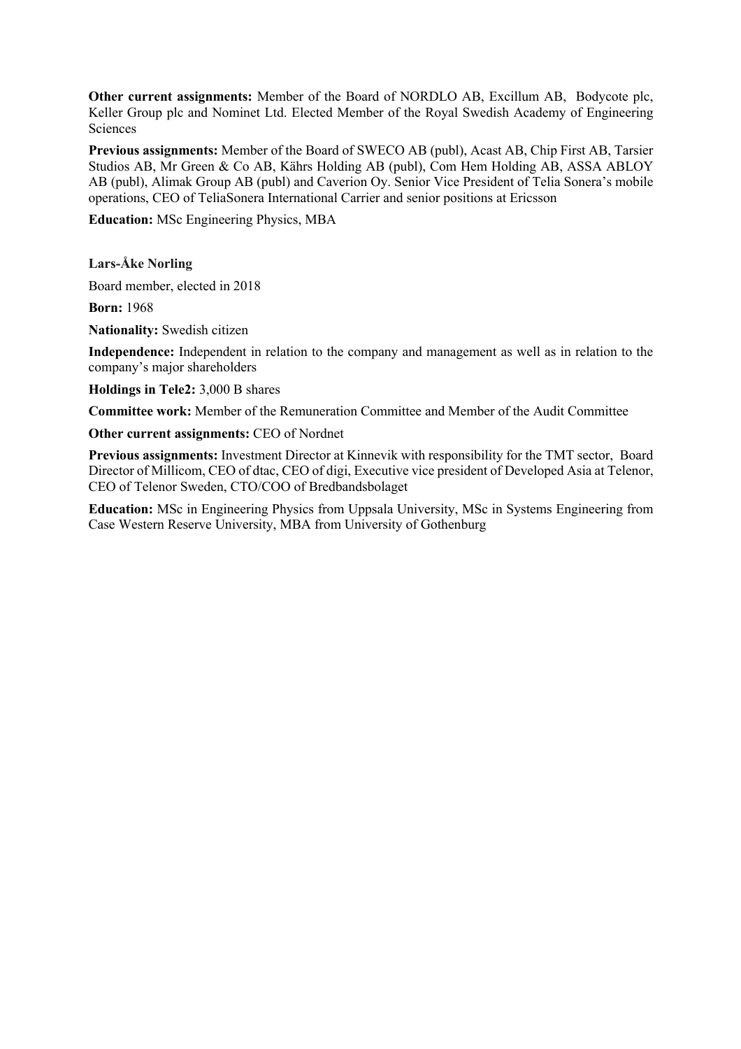**Other current assignments:** Member of the Board of NORDLO AB, Excillum AB, Bodycote plc, Keller Group plc and Nominet Ltd. Elected Member of the Royal Swedish Academy of Engineering Sciences

**Previous assignments:** Member of the Board of SWECO AB (publ), Acast AB, Chip First AB, Tarsier Studios AB, Mr Green & Co AB, Kährs Holding AB (publ), Com Hem Holding AB, ASSA ABLOY AB (publ), Alimak Group AB (publ) and Caverion Oy. Senior Vice President of Telia Sonera's mobile operations, CEO of TeliaSonera International Carrier and senior positions at Ericsson

**Education:** MSc Engineering Physics, MBA

**Lars-Åke Norling**

Board member, elected in 2018

**Born:** 1968

**Nationality:** Swedish citizen

**Independence:** Independent in relation to the company and management as well as in relation to the company's major shareholders

**Holdings in Tele2:** 3,000 B shares

**Committee work:** Member of the Remuneration Committee and Member of the Audit Committee

**Other current assignments:** CEO of Nordnet

**Previous assignments:** Investment Director at Kinnevik with responsibility for the TMT sector, Board Director of Millicom, CEO of dtac, CEO of digi, Executive vice president of Developed Asia at Telenor, CEO of Telenor Sweden, CTO/COO of Bredbandsbolaget

**Education:** MSc in Engineering Physics from Uppsala University, MSc in Systems Engineering from Case Western Reserve University, MBA from University of Gothenburg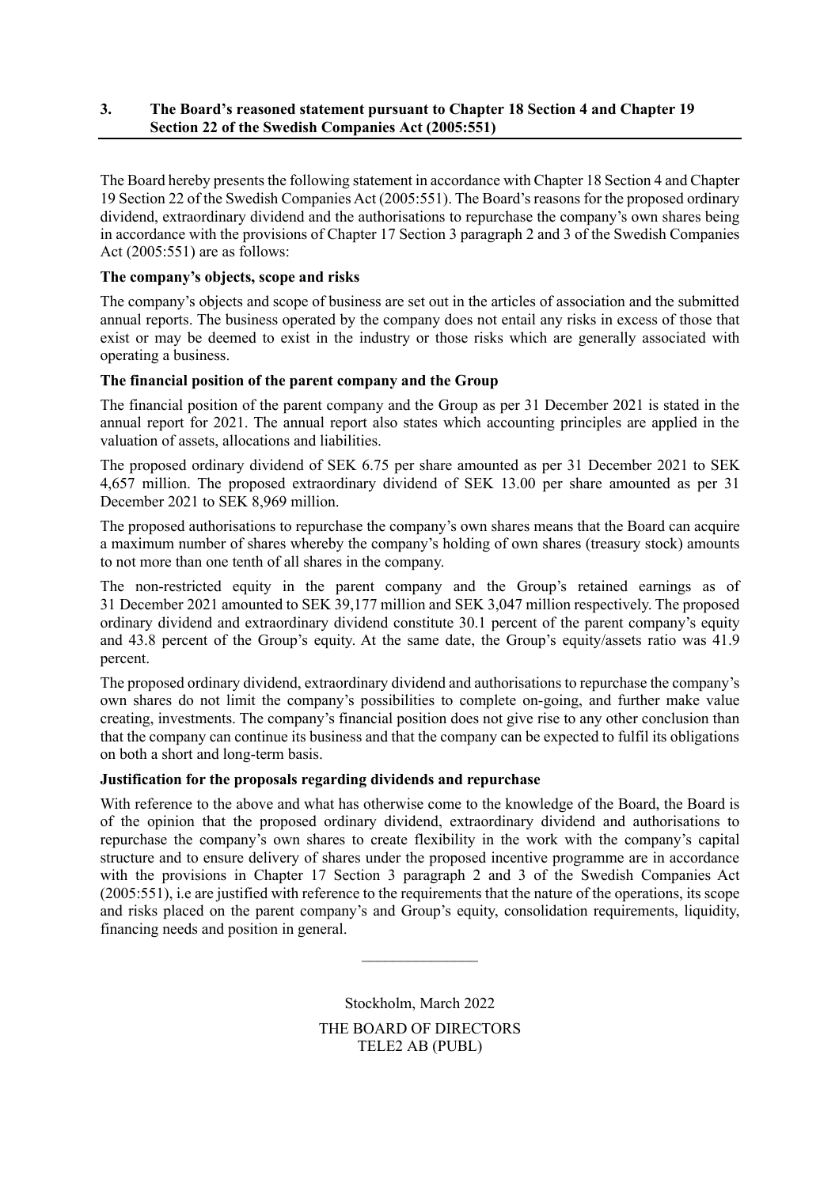## 3. The Board's reasoned statement pursuant to Chapter 18 Section 4 and Chapter 19 Section 22 of the Swedish Companies Act (2005:551)

The Board hereby presents the following statement in accordance with Chapter 18 Section 4 and Chapter 19 Section 22 of the Swedish Companies Act (2005:551). The Board's reasons for the proposed ordinary dividend, extraordinary dividend and the authorisations to repurchase the company's own shares being in accordance with the provisions of Chapter 17 Section 3 paragraph 2 and 3 of the Swedish Companies Act (2005:551) are as follows:

**The company's objects, scope and risks**

The company's objects and scope of business are set out in the articles of association and the submitted annual reports. The business operated by the company does not entail any risks in excess of those that exist or may be deemed to exist in the industry or those risks which are generally associated with operating a business.

**The financial position of the parent company and the Group**

The financial position of the parent company and the Group as per 31 December 2021 is stated in the annual report for 2021. The annual report also states which accounting principles are applied in the valuation of assets, allocations and liabilities.

The proposed ordinary dividend of SEK 6.75 per share amounted as per 31 December 2021 to SEK 4,657 million. The proposed extraordinary dividend of SEK 13.00 per share amounted as per 31 December 2021 to SEK 8,969 million.

The proposed authorisations to repurchase the company's own shares means that the Board can acquire a maximum number of shares whereby the company's holding of own shares (treasury stock) amounts to not more than one tenth of all shares in the company.

The non-restricted equity in the parent company and the Group's retained earnings as of 31 December 2021 amounted to SEK 39,177 million and SEK 3,047 million respectively. The proposed ordinary dividend and extraordinary dividend constitute 30.1 percent of the parent company's equity and 43.8 percent of the Group's equity. At the same date, the Group's equity/assets ratio was 41.9 percent.

The proposed ordinary dividend, extraordinary dividend and authorisations to repurchase the company's own shares do not limit the company's possibilities to complete on-going, and further make value creating, investments. The company's financial position does not give rise to any other conclusion than that the company can continue its business and that the company can be expected to fulfil its obligations on both a short and long-term basis.

**Justification for the proposals regarding dividends and repurchase**

With reference to the above and what has otherwise come to the knowledge of the Board, the Board is of the opinion that the proposed ordinary dividend, extraordinary dividend and authorisations to repurchase the company's own shares to create flexibility in the work with the company's capital structure and to ensure delivery of shares under the proposed incentive programme are in accordance with the provisions in Chapter 17 Section 3 paragraph 2 and 3 of the Swedish Companies Act (2005:551), i.e are justified with reference to the requirements that the nature of the operations, its scope and risks placed on the parent company's and Group's equity, consolidation requirements, liquidity, financing needs and position in general.

---

Stockholm, March 2022

THE BOARD OF DIRECTORS
TELE2 AB (PUBL)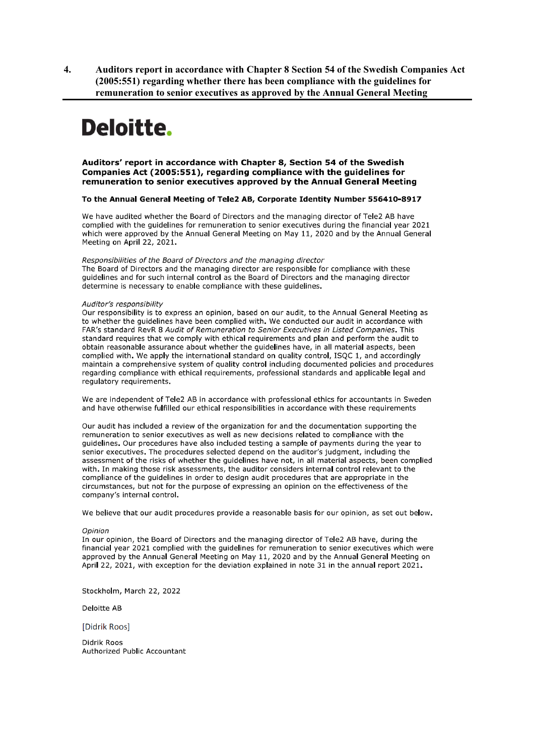## 4. Auditors report in accordance with Chapter 8 Section 54 of the Swedish Companies Act (2005:551) regarding whether there has been compliance with the guidelines for remuneration to senior executives as approved by the Annual General Meeting

# Deloitte.

**Auditors' report in accordance with Chapter 8, Section 54 of the Swedish Companies Act (2005:551), regarding compliance with the guidelines for remuneration to senior executives approved by the Annual General Meeting**

**To the Annual General Meeting of Tele2 AB, Corporate Identity Number 556410-8917**

We have audited whether the Board of Directors and the managing director of Tele2 AB have complied with the guidelines for remuneration to senior executives during the financial year 2021 which were approved by the Annual General Meeting on May 11, 2020 and by the Annual General Meeting on April 22, 2021.

*Responsibilities of the Board of Directors and the managing director*
The Board of Directors and the managing director are responsible for compliance with these guidelines and for such internal control as the Board of Directors and the managing director determine is necessary to enable compliance with these guidelines.

*Auditor's responsibility*
Our responsibility is to express an opinion, based on our audit, to the Annual General Meeting as to whether the guidelines have been complied with. We conducted our audit in accordance with FAR's standard RevR 8 *Audit of Remuneration to Senior Executives in Listed Companies*. This standard requires that we comply with ethical requirements and plan and perform the audit to obtain reasonable assurance about whether the guidelines have, in all material aspects, been complied with. We apply the international standard on quality control, ISQC 1, and accordingly maintain a comprehensive system of quality control including documented policies and procedures regarding compliance with ethical requirements, professional standards and applicable legal and regulatory requirements.

We are independent of Tele2 AB in accordance with professional ethics for accountants in Sweden and have otherwise fulfilled our ethical responsibilities in accordance with these requirements

Our audit has included a review of the organization for and the documentation supporting the remuneration to senior executives as well as new decisions related to compliance with the guidelines. Our procedures have also included testing a sample of payments during the year to senior executives. The procedures selected depend on the auditor's judgment, including the assessment of the risks of whether the guidelines have not, in all material aspects, been complied with. In making those risk assessments, the auditor considers internal control relevant to the compliance of the guidelines in order to design audit procedures that are appropriate in the circumstances, but not for the purpose of expressing an opinion on the effectiveness of the company's internal control.

We believe that our audit procedures provide a reasonable basis for our opinion, as set out below.

*Opinion*
In our opinion, the Board of Directors and the managing director of Tele2 AB have, during the financial year 2021 complied with the guidelines for remuneration to senior executives which were approved by the Annual General Meeting on May 11, 2020 and by the Annual General Meeting on April 22, 2021, with exception for the deviation explained in note 31 in the annual report 2021.

Stockholm, March 22, 2022

Deloitte AB

[Didrik Roos]

Didrik Roos
Authorized Public Accountant